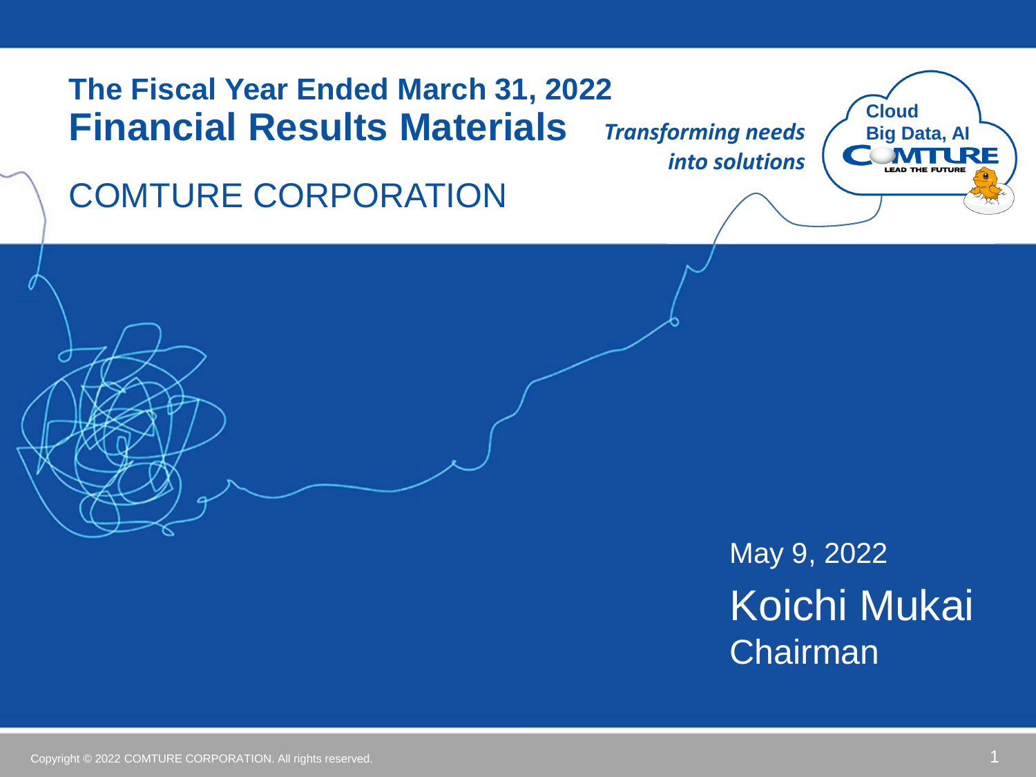# The Fiscal Year Ended March 31, 2022
# Financial Results Materials

## COMTURE CORPORATION

***Transforming needs into solutions***

**Cloud**
**Big Data, AI**

May 9, 2022

Koichi Mukai
Chairman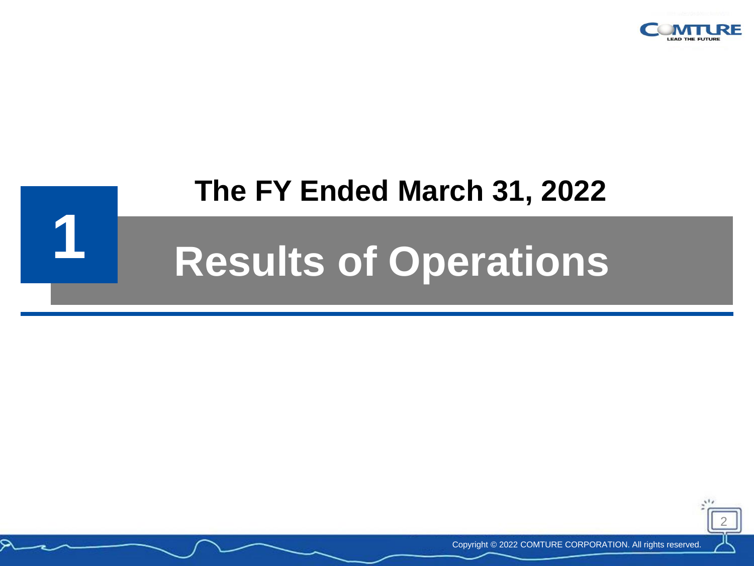# The FY Ended March 31, 2022

# 1 Results of Operations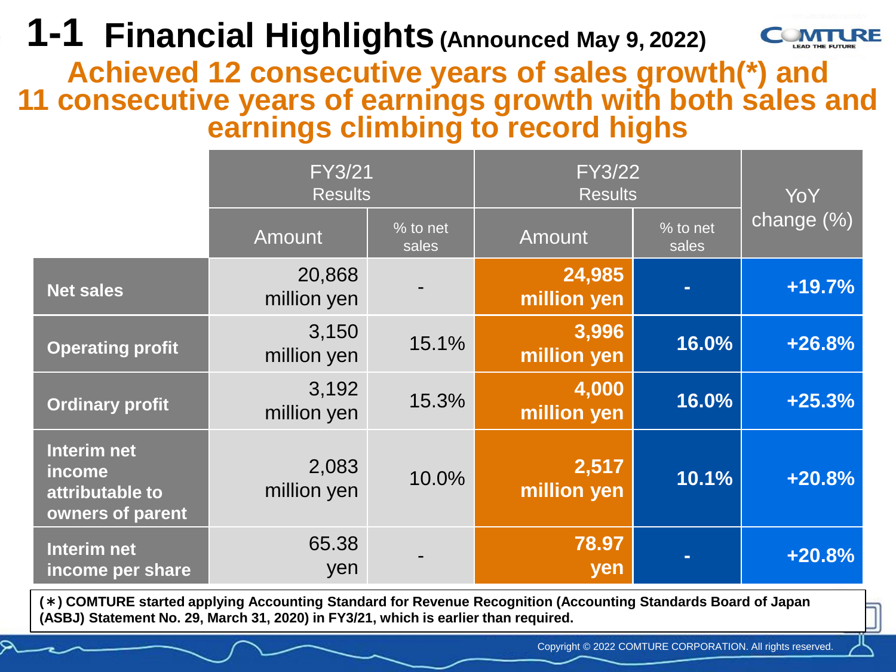# 1-1 Financial Highlights (Announced May 9, 2022)

## Achieved 12 consecutive years of sales growth(*) and 11 consecutive years of earnings growth with both sales and earnings climbing to record highs

| | FY3/21 Results | | FY3/22 Results | | YoY change (%) |
|---|---|---|---|---|---|
| | Amount | % to net sales | Amount | % to net sales | |
| **Net sales** | 20,868 million yen | - | **24,985 million yen** | **-** | **+19.7%** |
| **Operating profit** | 3,150 million yen | 15.1% | **3,996 million yen** | **16.0%** | **+26.8%** |
| **Ordinary profit** | 3,192 million yen | 15.3% | **4,000 million yen** | **16.0%** | **+25.3%** |
| **Interim net income attributable to owners of parent** | 2,083 million yen | 10.0% | **2,517 million yen** | **10.1%** | **+20.8%** |
| **Interim net income per share** | 65.38 yen | - | **78.97 yen** | **-** | **+20.8%** |

**(＊) COMTURE started applying Accounting Standard for Revenue Recognition (Accounting Standards Board of Japan (ASBJ) Statement No. 29, March 31, 2020) in FY3/21, which is earlier than required.**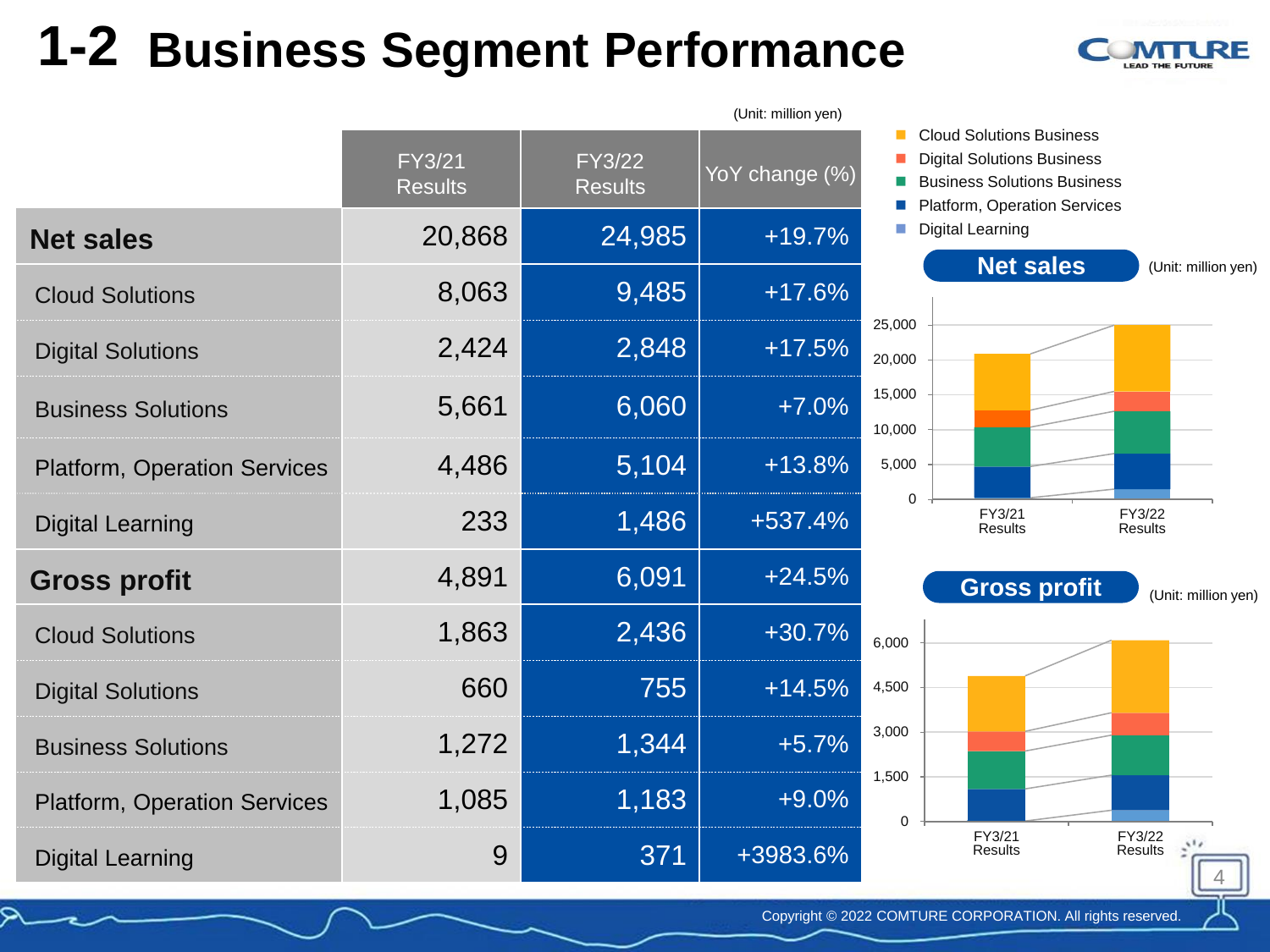# 1-2 Business Segment Performance

(Unit: million yen)

| | FY3/21 Results | FY3/22 Results | YoY change (%) |
|---|---|---|---|
| **Net sales** | 20,868 | 24,985 | +19.7% |
| Cloud Solutions | 8,063 | 9,485 | +17.6% |
| Digital Solutions | 2,424 | 2,848 | +17.5% |
| Business Solutions | 5,661 | 6,060 | +7.0% |
| Platform, Operation Services | 4,486 | 5,104 | +13.8% |
| Digital Learning | 233 | 1,486 | +537.4% |
| **Gross profit** | 4,891 | 6,091 | +24.5% |
| Cloud Solutions | 1,863 | 2,436 | +30.7% |
| Digital Solutions | 660 | 755 | +14.5% |
| Business Solutions | 1,272 | 1,344 | +5.7% |
| Platform, Operation Services | 1,085 | 1,183 | +9.0% |
| Digital Learning | 9 | 371 | +3983.6% |

Legend: Cloud Solutions Business, Digital Solutions Business, Business Solutions Business, Platform, Operation Services, Digital Learning

**Net sales** (Unit: million yen)

**Gross profit** (Unit: million yen)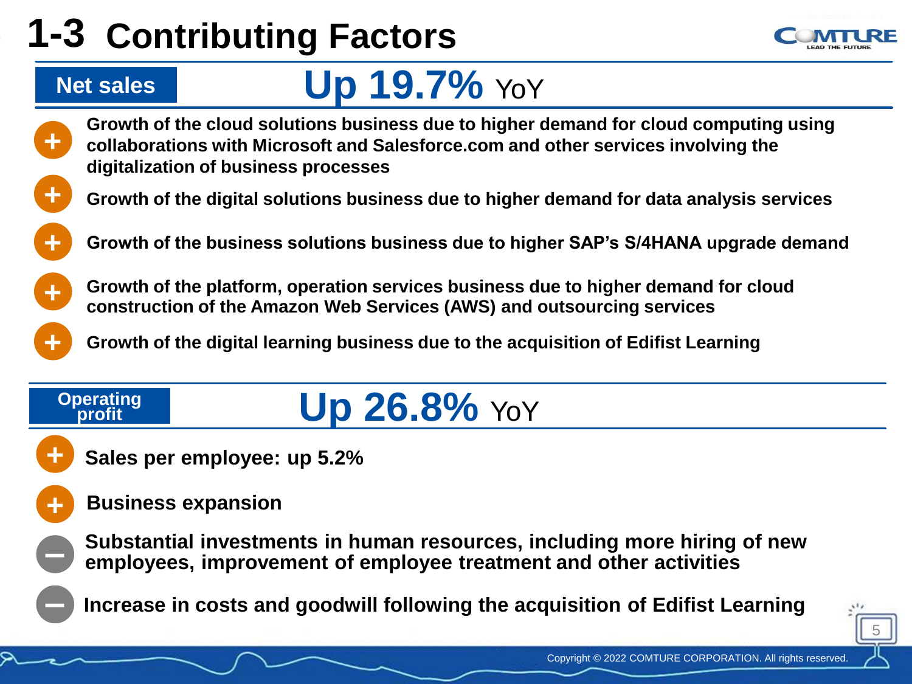# 1-3 Contributing Factors

## Net sales — Up 19.7% YoY

- \+ Growth of the cloud solutions business due to higher demand for cloud computing using collaborations with Microsoft and Salesforce.com and other services involving the digitalization of business processes
- \+ Growth of the digital solutions business due to higher demand for data analysis services
- \+ Growth of the business solutions business due to higher SAP's S/4HANA upgrade demand
- \+ Growth of the platform, operation services business due to higher demand for cloud construction of the Amazon Web Services (AWS) and outsourcing services
- \+ Growth of the digital learning business due to the acquisition of Edifist Learning

## Operating profit — Up 26.8% YoY

- \+ Sales per employee: up 5.2%
- \+ Business expansion
- − Substantial investments in human resources, including more hiring of new employees, improvement of employee treatment and other activities
- − Increase in costs and goodwill following the acquisition of Edifist Learning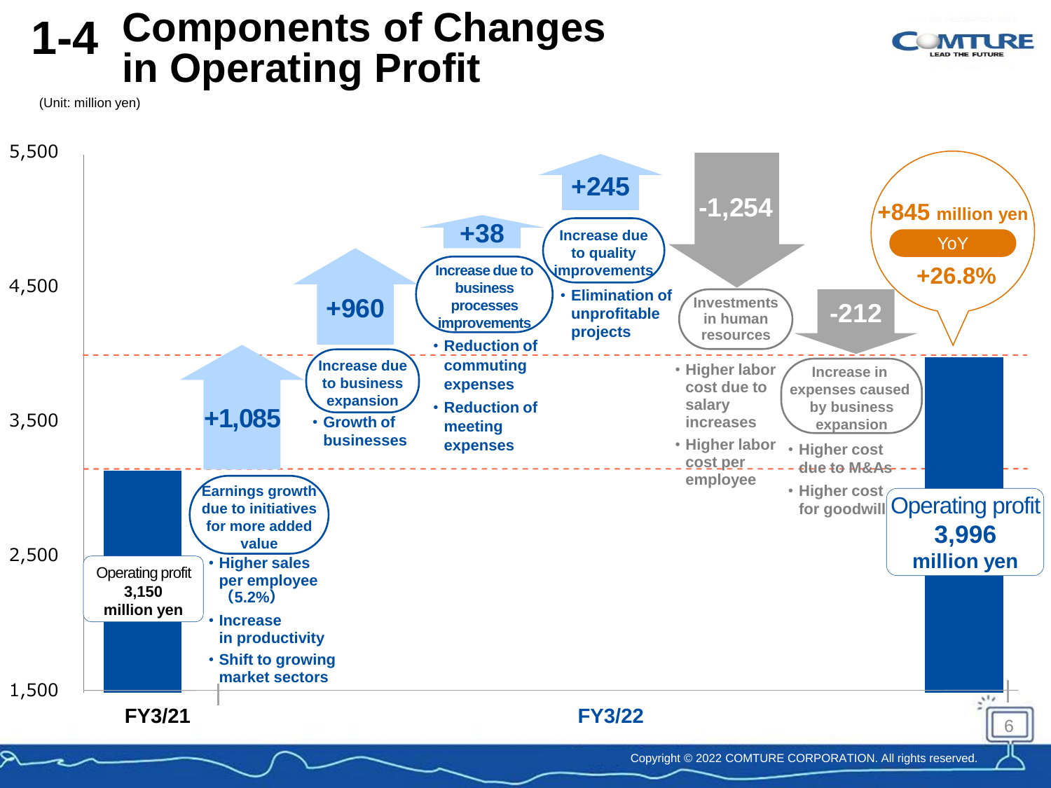# 1-4 Components of Changes in Operating Profit

(Unit: million yen)

**FY3/21**

Operating profit **3,150 million yen**

**FY3/22**

**+1,085**

Earnings growth due to initiatives for more added value

- Higher sales per employee (5.2%)
- Increase in productivity
- Shift to growing market sectors

**+960**

Increase due to business expansion

- Growth of businesses

**+38**

Increase due to business processes improvements

- Reduction of commuting expenses
- Reduction of meeting expenses

**+245**

Increase due to quality improvements

- Elimination of unprofitable projects

**-1,254**

Investments in human resources

- Higher labor cost due to salary increases
- Higher labor cost per employee

**-212**

Increase in expenses caused by business expansion

- Higher cost due to M&As
- Higher cost for goodwill

Operating profit **3,996 million yen**

**+845 million yen**

YoY **+26.8%**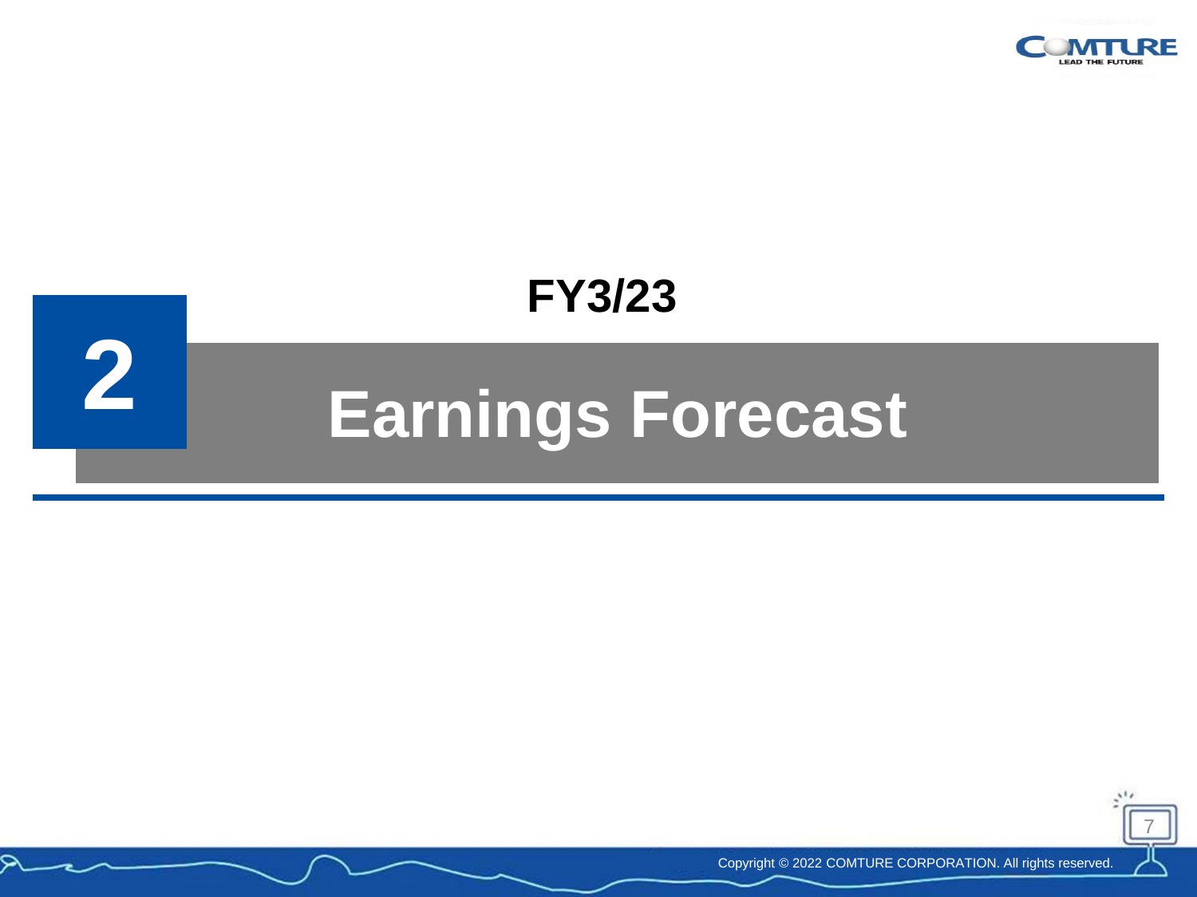# 2

## FY3/23

# Earnings Forecast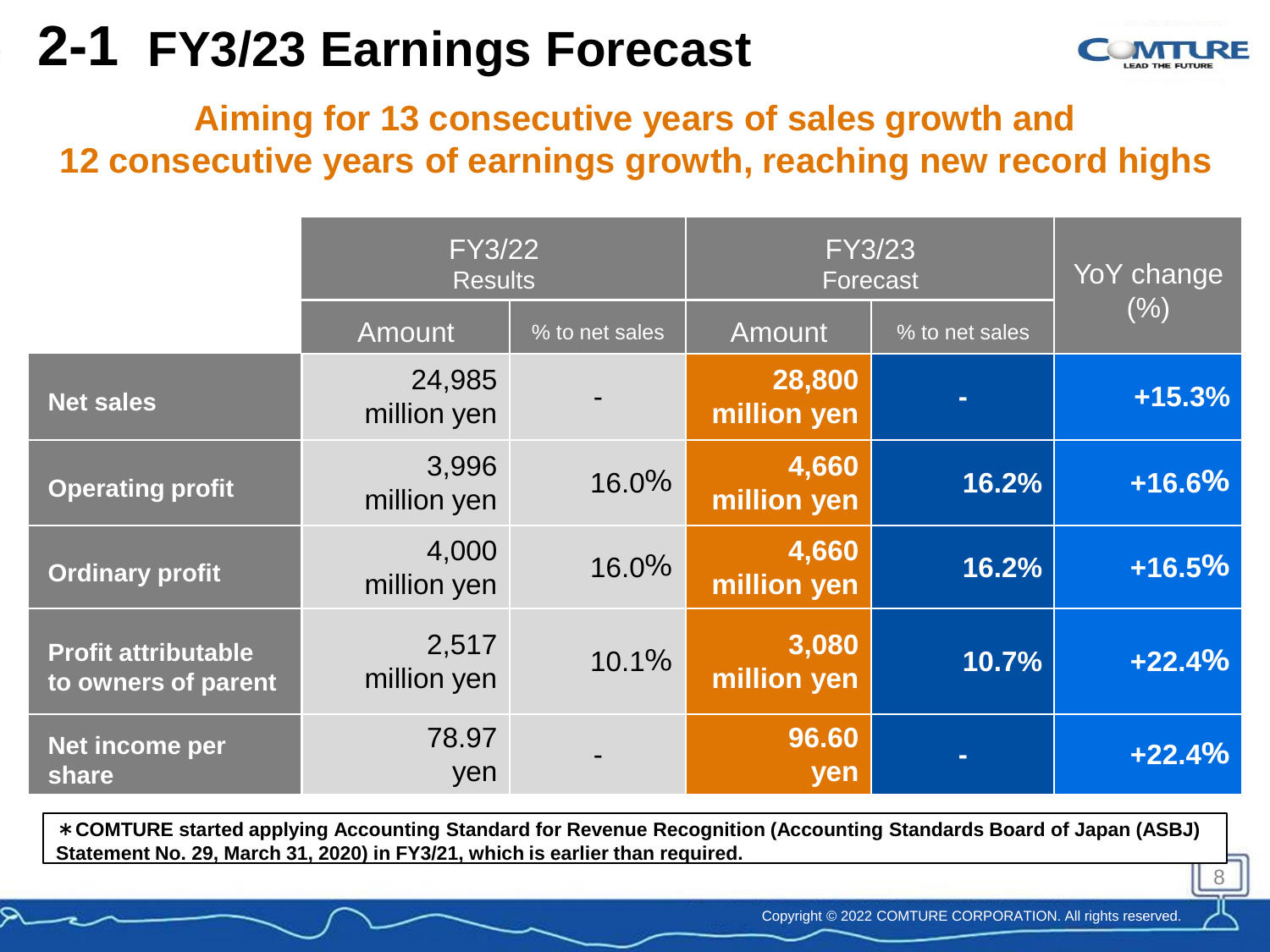# 2-1 FY3/23 Earnings Forecast

**Aiming for 13 consecutive years of sales growth and 12 consecutive years of earnings growth, reaching new record highs**

| | FY3/22 Results | | FY3/23 Forecast | | YoY change (%) |
|---|---|---|---|---|---|
| | Amount | % to net sales | Amount | % to net sales | |
| **Net sales** | 24,985 million yen | - | **28,800 million yen** | **-** | **+15.3%** |
| **Operating profit** | 3,996 million yen | 16.0% | **4,660 million yen** | **16.2%** | **+16.6%** |
| **Ordinary profit** | 4,000 million yen | 16.0% | **4,660 million yen** | **16.2%** | **+16.5%** |
| **Profit attributable to owners of parent** | 2,517 million yen | 10.1% | **3,080 million yen** | **10.7%** | **+22.4%** |
| **Net income per share** | 78.97 yen | - | **96.60 yen** | **-** | **+22.4%** |

**＊COMTURE started applying Accounting Standard for Revenue Recognition (Accounting Standards Board of Japan (ASBJ) Statement No. 29, March 31, 2020) in FY3/21, which is earlier than required.**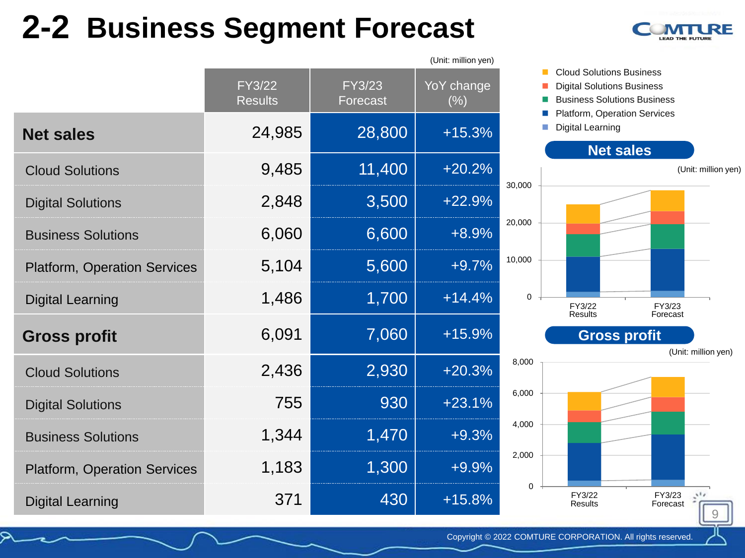# 2-2 Business Segment Forecast

(Unit: million yen)

| | FY3/22 Results | FY3/23 Forecast | YoY change (%) |
|---|---|---|---|
| **Net sales** | 24,985 | 28,800 | +15.3% |
| Cloud Solutions | 9,485 | 11,400 | +20.2% |
| Digital Solutions | 2,848 | 3,500 | +22.9% |
| Business Solutions | 6,060 | 6,600 | +8.9% |
| Platform, Operation Services | 5,104 | 5,600 | +9.7% |
| Digital Learning | 1,486 | 1,700 | +14.4% |
| **Gross profit** | 6,091 | 7,060 | +15.9% |
| Cloud Solutions | 2,436 | 2,930 | +20.3% |
| Digital Solutions | 755 | 930 | +23.1% |
| Business Solutions | 1,344 | 1,470 | +9.3% |
| Platform, Operation Services | 1,183 | 1,300 | +9.9% |
| Digital Learning | 371 | 430 | +15.8% |

- Cloud Solutions Business
- Digital Solutions Business
- Business Solutions Business
- Platform, Operation Services
- Digital Learning

**Net sales**

(Unit: million yen)

FY3/22 Results, FY3/23 Forecast

**Gross profit**

(Unit: million yen)

FY3/22 Results, FY3/23 Forecast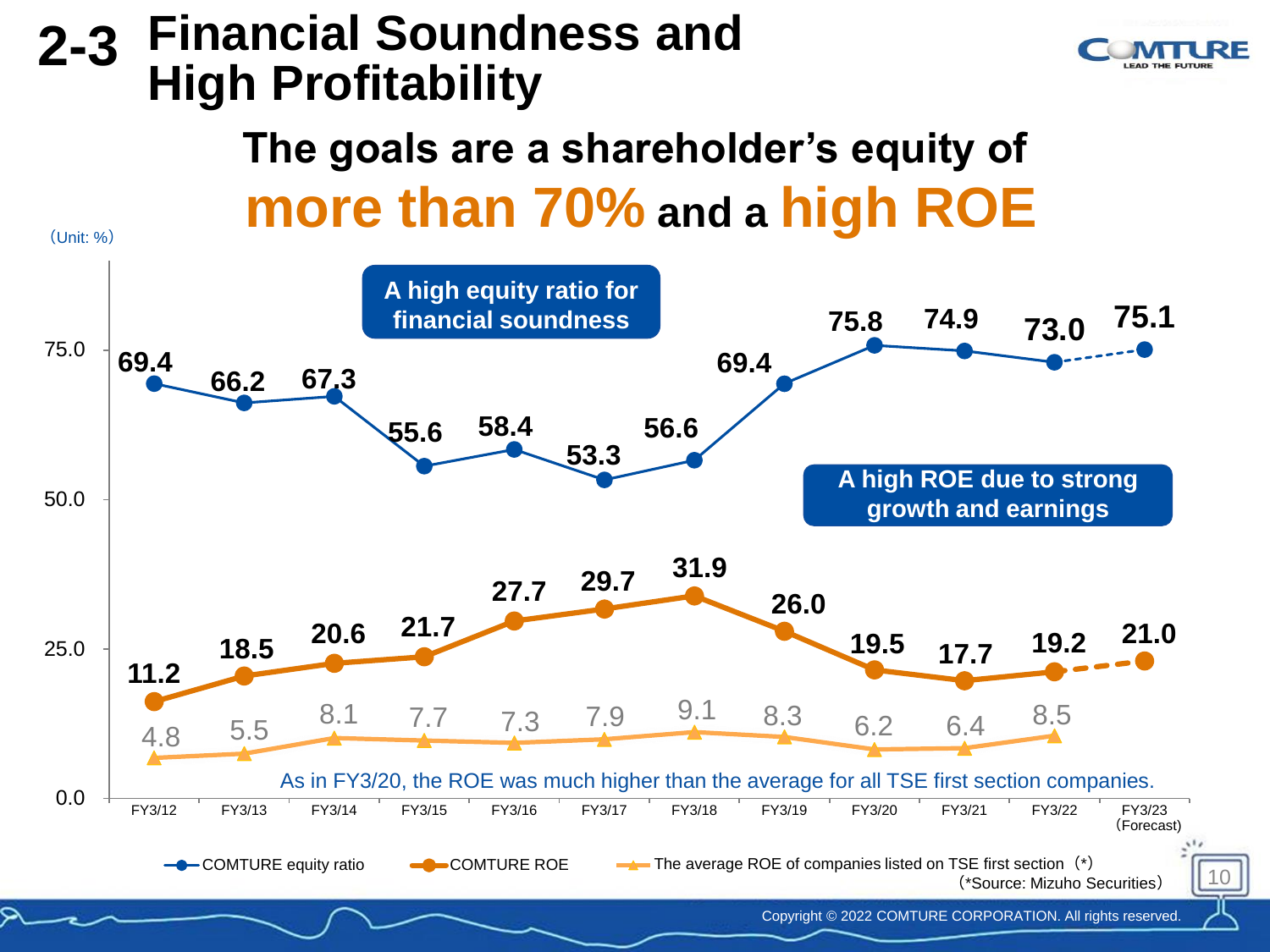# 2-3 Financial Soundness and High Profitability

## The goals are a shareholder's equity of **more than 70%** and a **high ROE**

(Unit: %)

**A high equity ratio for financial soundness**

**A high ROE due to strong growth and earnings**

| | FY3/12 | FY3/13 | FY3/14 | FY3/15 | FY3/16 | FY3/17 | FY3/18 | FY3/19 | FY3/20 | FY3/21 | FY3/22 | FY3/23 (Forecast) |
|---|---|---|---|---|---|---|---|---|---|---|---|---|
| COMTURE equity ratio | 69.4 | 66.2 | 67.3 | 55.6 | 58.4 | 53.3 | 56.6 | 69.4 | 75.8 | 74.9 | 73.0 | 75.1 |
| COMTURE ROE | 11.2 | 18.5 | 20.6 | 21.7 | 27.7 | 29.7 | 31.9 | 26.0 | 19.5 | 17.7 | 19.2 | 21.0 |
| The average ROE of companies listed on TSE first section (*) | 4.8 | 5.5 | 8.1 | 7.7 | 7.3 | 7.9 | 9.1 | 8.3 | 6.2 | 6.4 | 8.5 | |

As in FY3/20, the ROE was much higher than the average for all TSE first section companies.

(*Source: Mizuho Securities)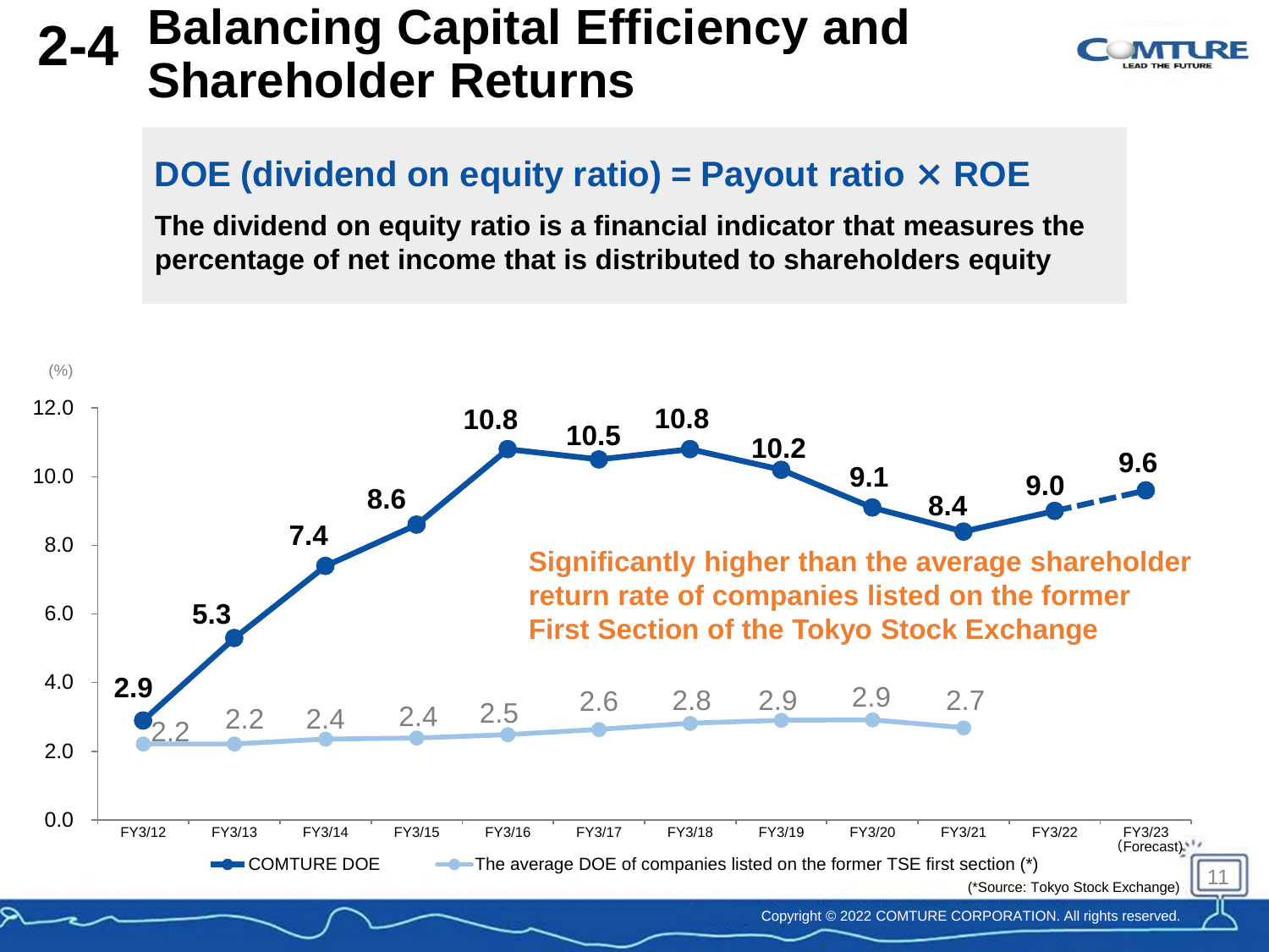# 2-4 Balancing Capital Efficiency and Shareholder Returns

## DOE (dividend on equity ratio) = Payout ratio × ROE

**The dividend on equity ratio is a financial indicator that measures the percentage of net income that is distributed to shareholders equity**

(%)

| | FY3/12 | FY3/13 | FY3/14 | FY3/15 | FY3/16 | FY3/17 | FY3/18 | FY3/19 | FY3/20 | FY3/21 | FY3/22 | FY3/23 (Forecast) |
|---|---|---|---|---|---|---|---|---|---|---|---|---|
| COMTURE DOE | 2.9 | 5.3 | 7.4 | 8.6 | 10.8 | 10.5 | 10.8 | 10.2 | 9.1 | 8.4 | 9.0 | 9.6 |
| The average DOE of companies listed on the former TSE first section (*) | 2.2 | 2.2 | 2.4 | 2.4 | 2.5 | 2.6 | 2.8 | 2.9 | 2.9 | 2.7 | | |

**Significantly higher than the average shareholder return rate of companies listed on the former First Section of the Tokyo Stock Exchange**

(*Source: Tokyo Stock Exchange)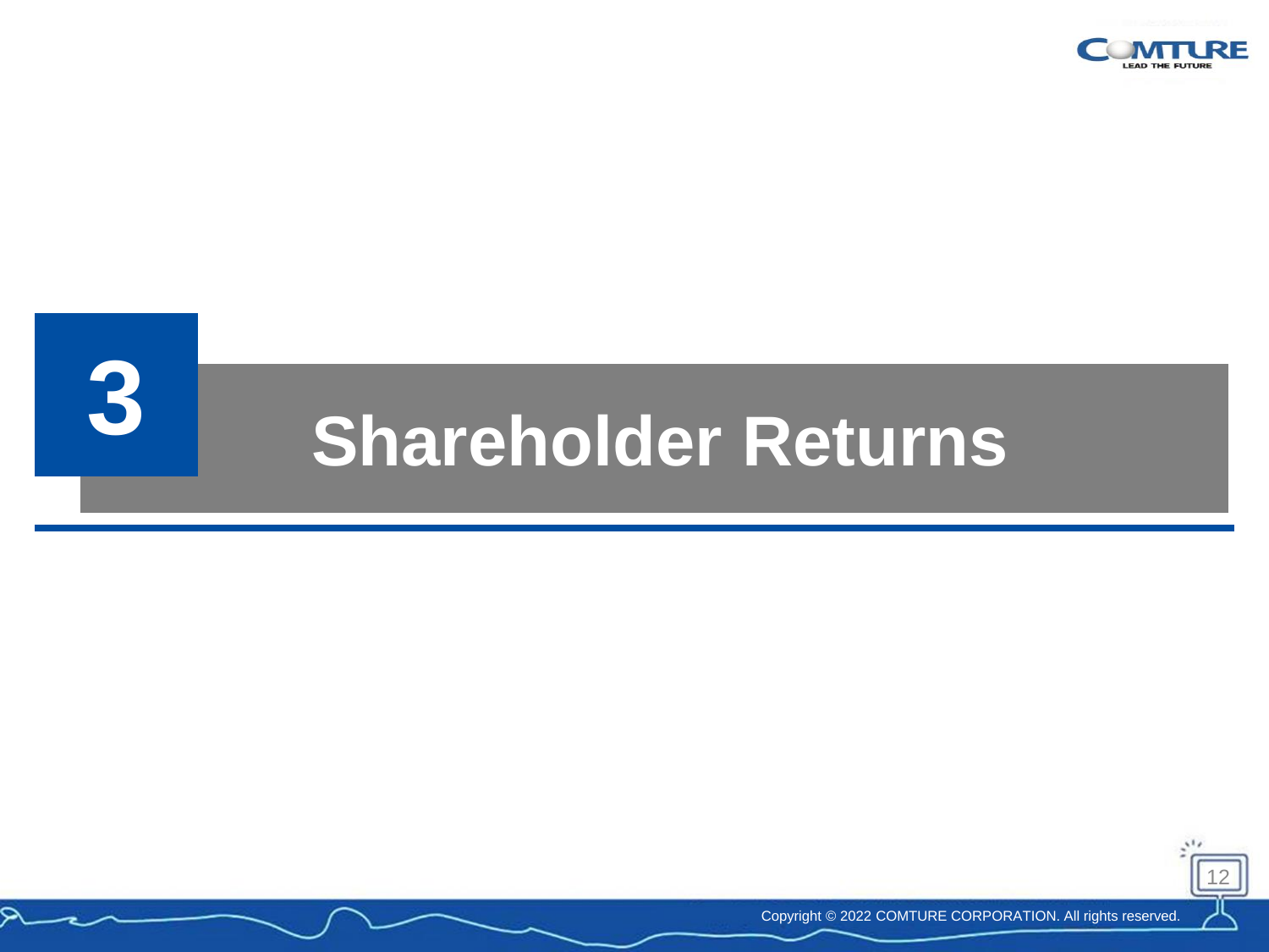# 3 Shareholder Returns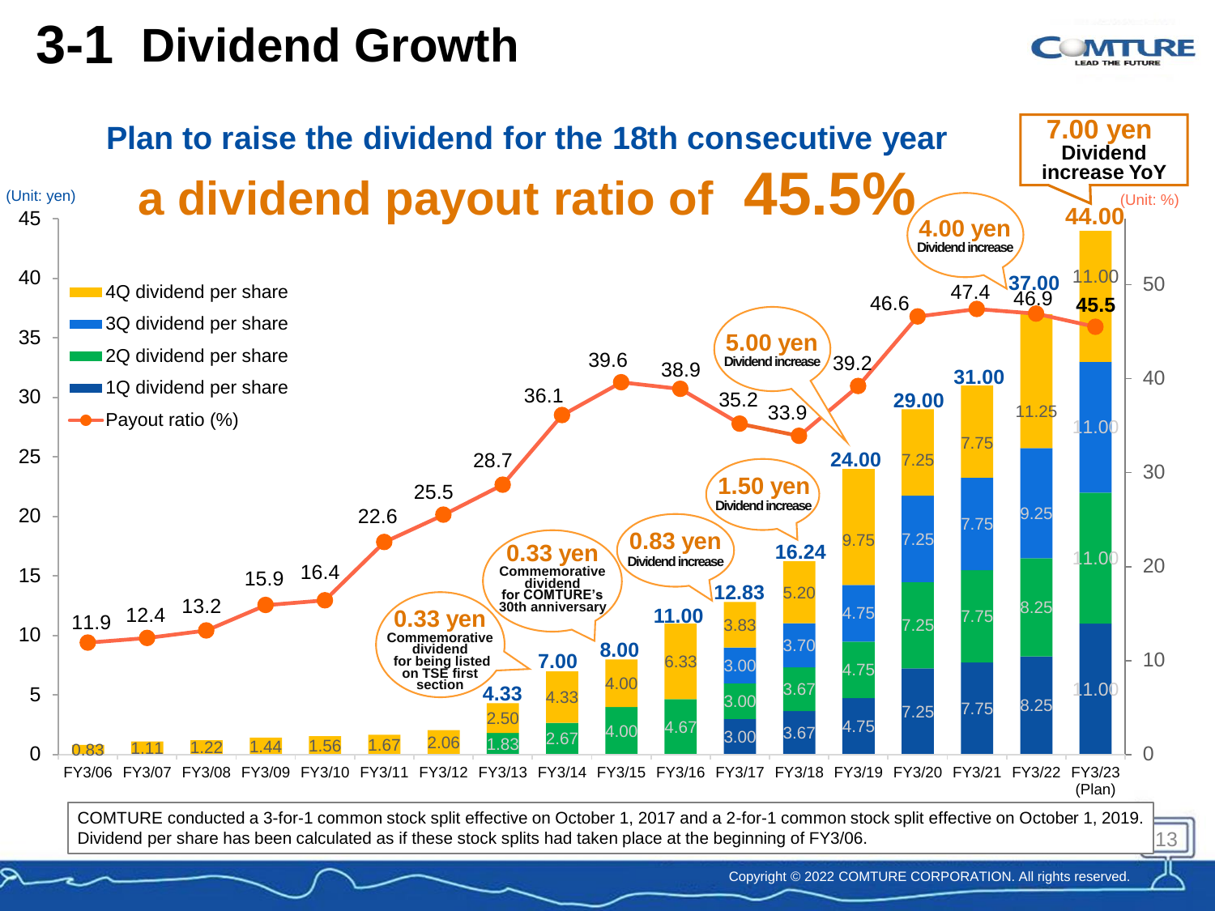# 3-1 Dividend Growth

**Plan to raise the dividend for the 18th consecutive year**

**a dividend payout ratio of 45.5%**

**7.00 yen Dividend increase YoY**

(Unit: yen) (Unit: %)

| Fiscal year | 1Q dividend per share | 2Q dividend per share | 3Q dividend per share | 4Q dividend per share | Total | Payout ratio (%) |
|---|---|---|---|---|---|---|
| FY3/06 | | | | 0.83 | 0.83 | 11.9 |
| FY3/07 | | | | 1.11 | 1.11 | 12.4 |
| FY3/08 | | | | 1.22 | 1.22 | 13.2 |
| FY3/09 | | | | 1.44 | 1.44 | 15.9 |
| FY3/10 | | | | 1.56 | 1.56 | 16.4 |
| FY3/11 | | | | 1.67 | 1.67 | 22.6 |
| FY3/12 | | | | 2.06 | 2.06 | 25.5 |
| FY3/13 | | 1.83 | | 2.50 | 4.33 | 28.7 |
| FY3/14 | | 2.67 | | 4.33 | 7.00 | 36.1 |
| FY3/15 | | 4.00 | | 4.00 | 8.00 | 39.6 |
| FY3/16 | | 4.67 | | 6.33 | 11.00 | 38.9 |
| FY3/17 | 3.00 | 3.00 | 3.00 | 3.83 | 12.83 | 35.2 |
| FY3/18 | 3.67 | 3.67 | 3.70 | 5.20 | 16.24 | 33.9 |
| FY3/19 | 4.75 | 4.75 | 4.75 | 9.75 | 24.00 | 39.2 |
| FY3/20 | 7.25 | 7.25 | 7.25 | 7.25 | 29.00 | 46.6 |
| FY3/21 | 7.75 | 7.75 | 7.75 | 7.75 | 31.00 | 47.4 |
| FY3/22 | 8.25 | 8.25 | 9.25 | 11.25 | 37.00 | 46.9 |
| FY3/23 (Plan) | 11.00 | 11.00 | 11.00 | 11.00 | 44.00 | 45.5 |

Callouts:
- 0.33 yen Commemorative dividend for being listed on TSE first section (FY3/13)
- 0.33 yen Commemorative dividend for COMTURE's 30th anniversary (FY3/14)
- 0.83 yen Dividend increase (FY3/17)
- 1.50 yen Dividend increase (FY3/18)
- 5.00 yen Dividend increase (FY3/19)
- 4.00 yen Dividend increase (FY3/22)

COMTURE conducted a 3-for-1 common stock split effective on October 1, 2017 and a 2-for-1 common stock split effective on October 1, 2019. Dividend per share has been calculated as if these stock splits had taken place at the beginning of FY3/06.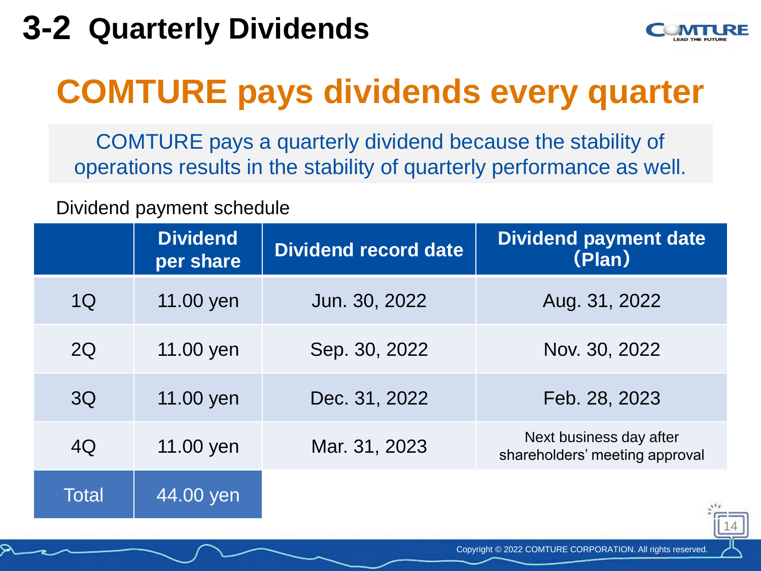# 3-2 Quarterly Dividends

## COMTURE pays dividends every quarter

COMTURE pays a quarterly dividend because the stability of operations results in the stability of quarterly performance as well.

Dividend payment schedule

| | Dividend per share | Dividend record date | Dividend payment date (Plan) |
|---|---|---|---|
| 1Q | 11.00 yen | Jun. 30, 2022 | Aug. 31, 2022 |
| 2Q | 11.00 yen | Sep. 30, 2022 | Nov. 30, 2022 |
| 3Q | 11.00 yen | Dec. 31, 2022 | Feb. 28, 2023 |
| 4Q | 11.00 yen | Mar. 31, 2023 | Next business day after shareholders' meeting approval |
| Total | 44.00 yen | | |

Copyright © 2022 COMTURE CORPORATION. All rights reserved.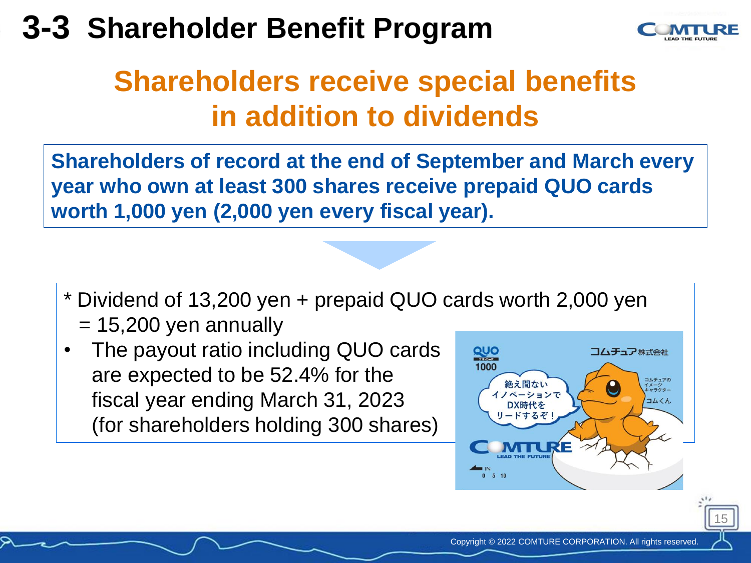# 3-3 Shareholder Benefit Program

## Shareholders receive special benefits in addition to dividends

**Shareholders of record at the end of September and March every year who own at least 300 shares receive prepaid QUO cards worth 1,000 yen (2,000 yen every fiscal year).**

* Dividend of 13,200 yen + prepaid QUO cards worth 2,000 yen = 15,200 yen annually

- The payout ratio including QUO cards are expected to be 52.4% for the fiscal year ending March 31, 2023 (for shareholders holding 300 shares)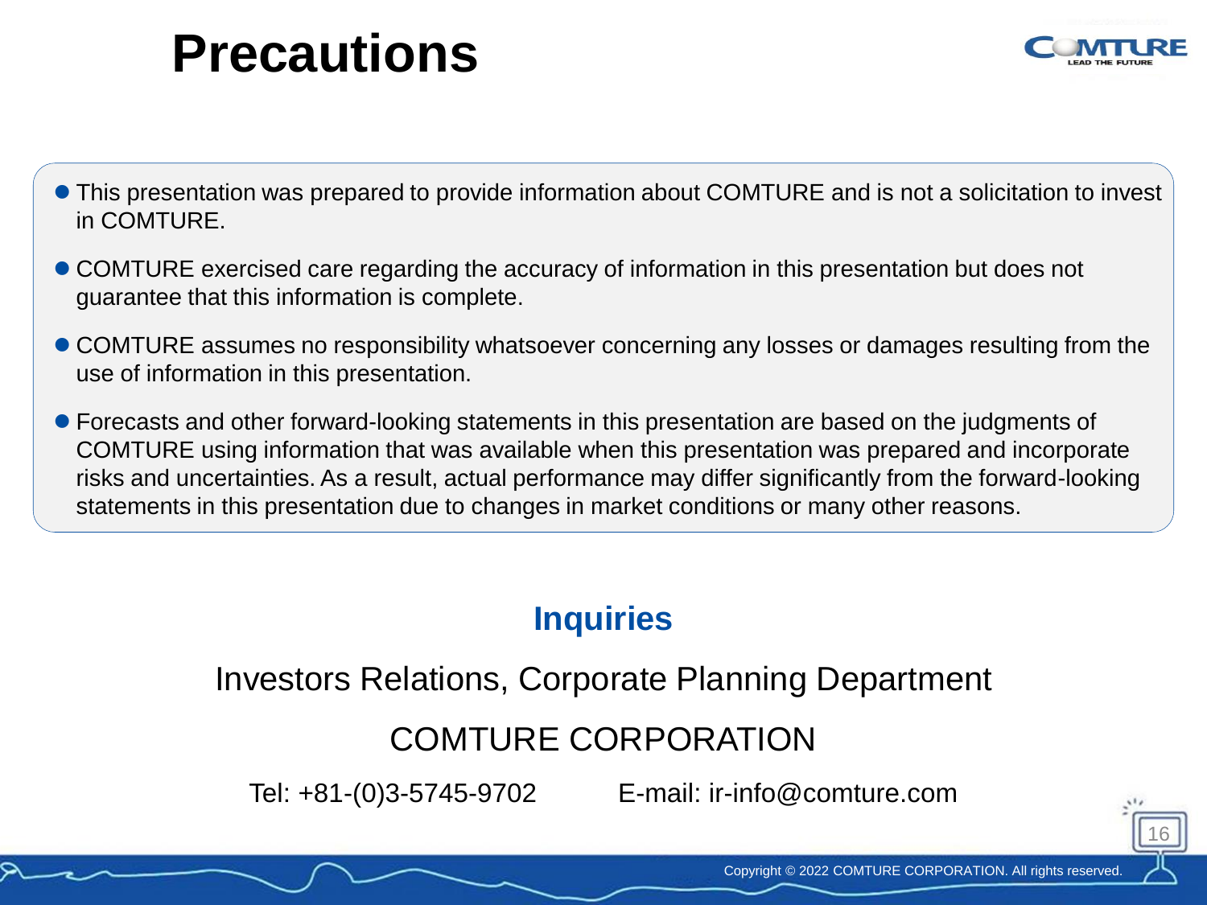# Precautions

- This presentation was prepared to provide information about COMTURE and is not a solicitation to invest in COMTURE.
- COMTURE exercised care regarding the accuracy of information in this presentation but does not guarantee that this information is complete.
- COMTURE assumes no responsibility whatsoever concerning any losses or damages resulting from the use of information in this presentation.
- Forecasts and other forward-looking statements in this presentation are based on the judgments of COMTURE using information that was available when this presentation was prepared and incorporate risks and uncertainties. As a result, actual performance may differ significantly from the forward-looking statements in this presentation due to changes in market conditions or many other reasons.

## Inquiries

Investors Relations, Corporate Planning Department

COMTURE CORPORATION

Tel: +81-(0)3-5745-9702 E-mail: ir-info@comture.com

Copyright © 2022 COMTURE CORPORATION. All rights reserved.